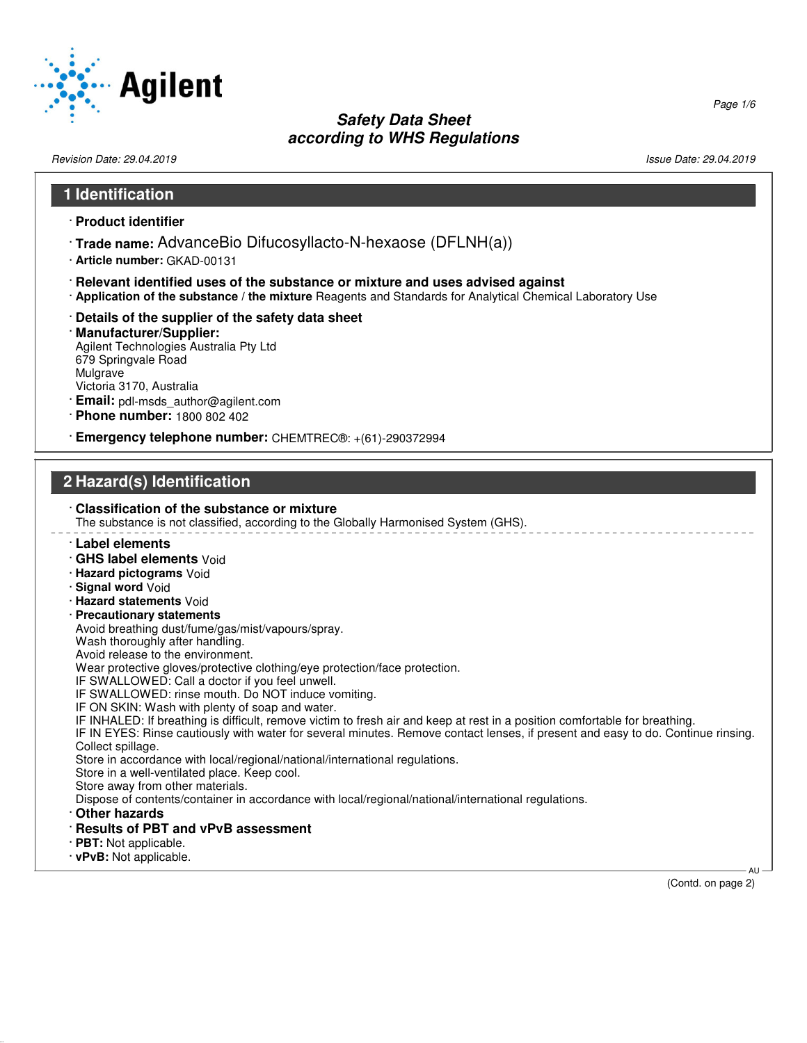# Safety Data Sheet
## according to WHS Regulations

Revision Date: 29.04.2019

Issue Date: 29.04.2019

## 1 Identification

· **Product identifier**

· **Trade name:** AdvanceBio Difucosyllacto-N-hexaose (DFLNH(a))

· **Article number:** GKAD-00131

· **Relevant identified uses of the substance or mixture and uses advised against**

· **Application of the substance / the mixture** Reagents and Standards for Analytical Chemical Laboratory Use

· **Details of the supplier of the safety data sheet**

· **Manufacturer/Supplier:**
Agilent Technologies Australia Pty Ltd
679 Springvale Road
Mulgrave
Victoria 3170, Australia

· **Email:** pdl-msds_author@agilent.com

· **Phone number:** 1800 802 402

· **Emergency telephone number:** CHEMTREC®: +(61)-290372994

## 2 Hazard(s) Identification

· **Classification of the substance or mixture**
The substance is not classified, according to the Globally Harmonised System (GHS).

· **Label elements**

· **GHS label elements** Void

· **Hazard pictograms** Void

· **Signal word** Void

· **Hazard statements** Void

· **Precautionary statements**
Avoid breathing dust/fume/gas/mist/vapours/spray.
Wash thoroughly after handling.
Avoid release to the environment.
Wear protective gloves/protective clothing/eye protection/face protection.
IF SWALLOWED: Call a doctor if you feel unwell.
IF SWALLOWED: rinse mouth. Do NOT induce vomiting.
IF ON SKIN: Wash with plenty of soap and water.
IF INHALED: If breathing is difficult, remove victim to fresh air and keep at rest in a position comfortable for breathing.
IF IN EYES: Rinse cautiously with water for several minutes. Remove contact lenses, if present and easy to do. Continue rinsing.
Collect spillage.
Store in accordance with local/regional/national/international regulations.
Store in a well-ventilated place. Keep cool.
Store away from other materials.
Dispose of contents/container in accordance with local/regional/national/international regulations.

· **Other hazards**

· **Results of PBT and vPvB assessment**

· **PBT:** Not applicable.

· **vPvB:** Not applicable.

(Contd. on page 2)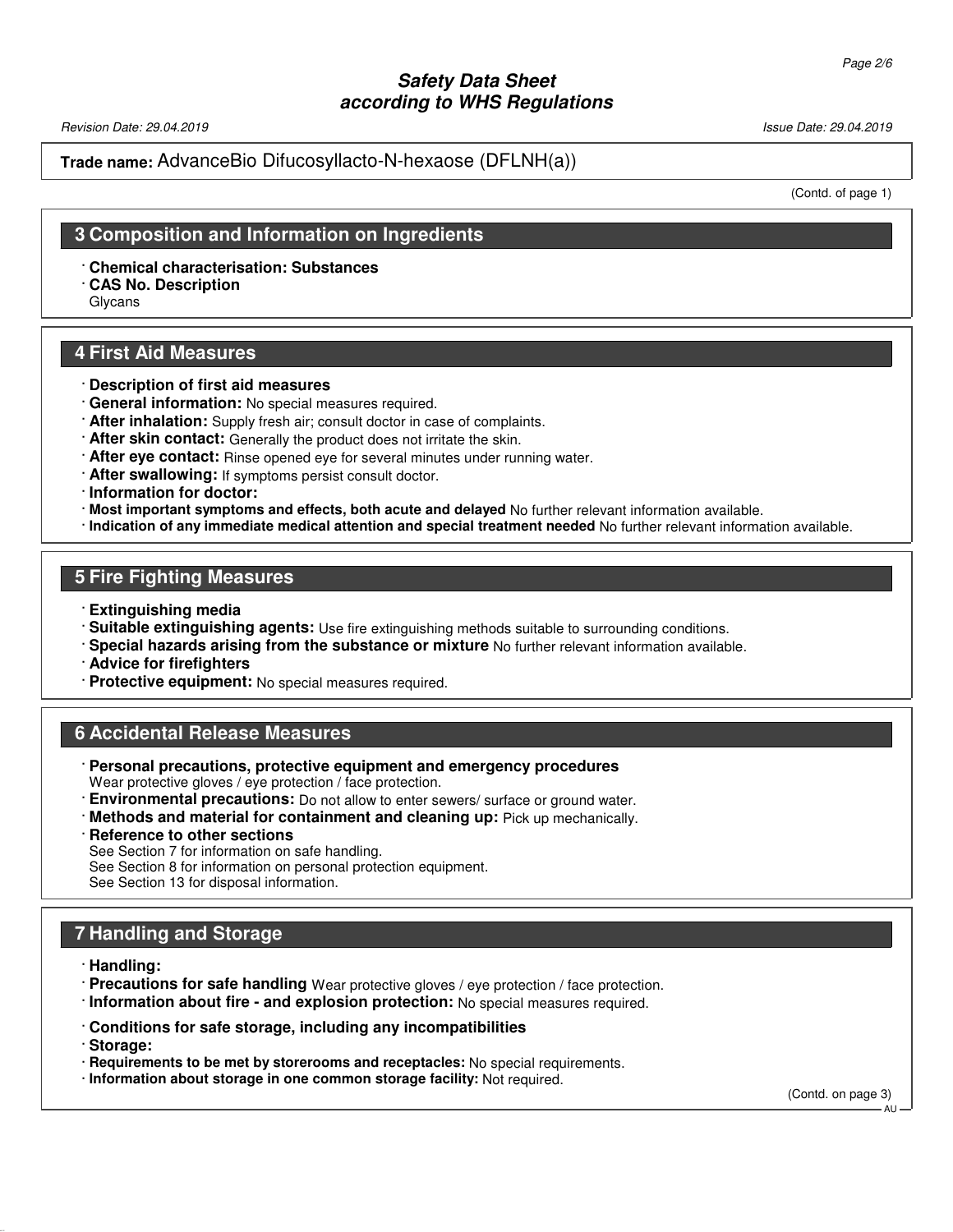**Trade name:** AdvanceBio Difucosyllacto-N-hexaose (DFLNH(a))

(Contd. of page 1)

## 3 Composition and Information on Ingredients

· **Chemical characterisation: Substances**
· **CAS No. Description**
Glycans

## 4 First Aid Measures

· **Description of first aid measures**
· **General information:** No special measures required.
· **After inhalation:** Supply fresh air; consult doctor in case of complaints.
· **After skin contact:** Generally the product does not irritate the skin.
· **After eye contact:** Rinse opened eye for several minutes under running water.
· **After swallowing:** If symptoms persist consult doctor.
· **Information for doctor:**
· **Most important symptoms and effects, both acute and delayed** No further relevant information available.
· **Indication of any immediate medical attention and special treatment needed** No further relevant information available.

## 5 Fire Fighting Measures

· **Extinguishing media**
· **Suitable extinguishing agents:** Use fire extinguishing methods suitable to surrounding conditions.
· **Special hazards arising from the substance or mixture** No further relevant information available.
· **Advice for firefighters**
· **Protective equipment:** No special measures required.

## 6 Accidental Release Measures

· **Personal precautions, protective equipment and emergency procedures**
Wear protective gloves / eye protection / face protection.
· **Environmental precautions:** Do not allow to enter sewers/ surface or ground water.
· **Methods and material for containment and cleaning up:** Pick up mechanically.
· **Reference to other sections**
See Section 7 for information on safe handling.
See Section 8 for information on personal protection equipment.
See Section 13 for disposal information.

## 7 Handling and Storage

· **Handling:**
· **Precautions for safe handling** Wear protective gloves / eye protection / face protection.
· **Information about fire - and explosion protection:** No special measures required.

· **Conditions for safe storage, including any incompatibilities**
· **Storage:**
· **Requirements to be met by storerooms and receptacles:** No special requirements.
· **Information about storage in one common storage facility:** Not required.

(Contd. on page 3)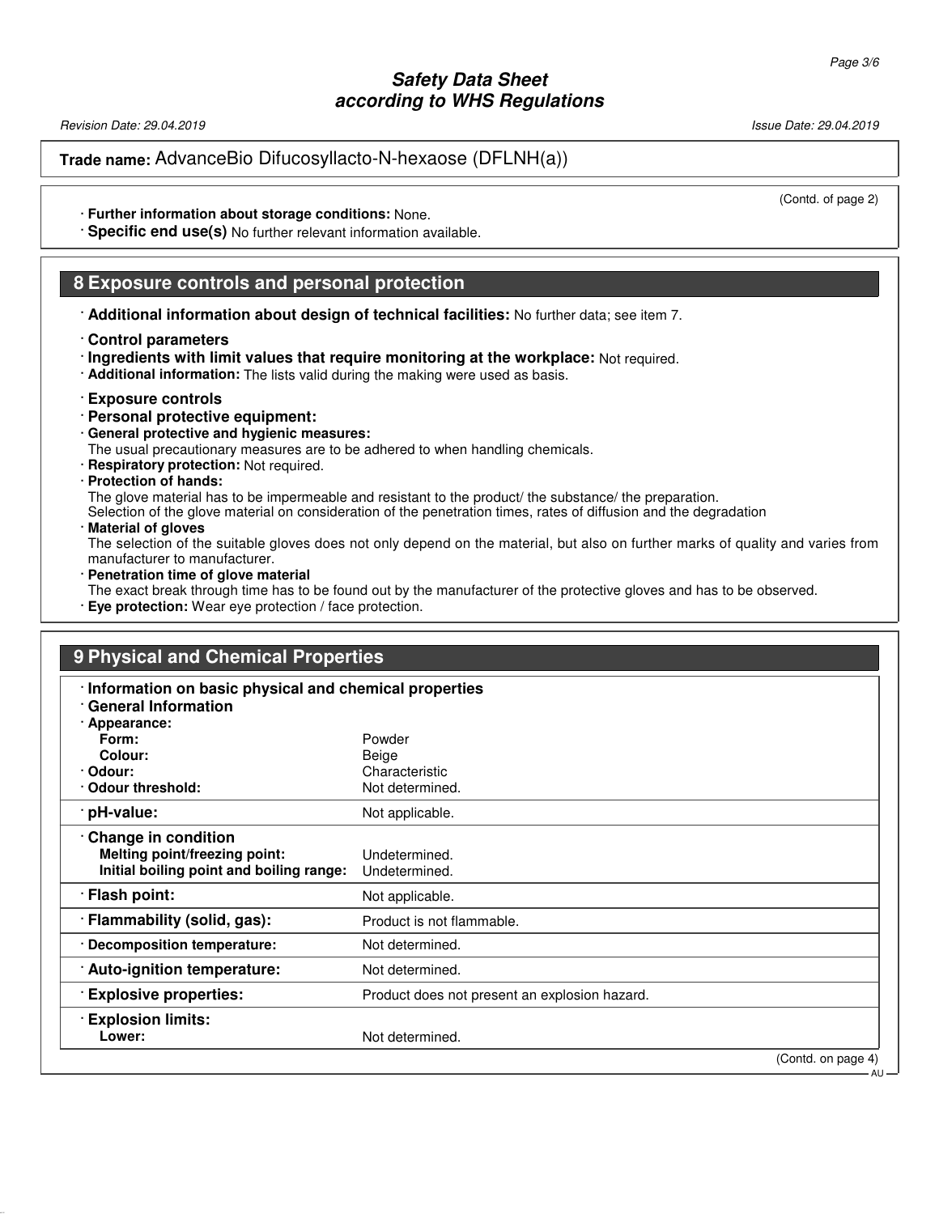**Trade name:** AdvanceBio Difucosyllacto-N-hexaose (DFLNH(a))

(Contd. of page 2)

· **Further information about storage conditions:** None.
· **Specific end use(s)** No further relevant information available.

## 8 Exposure controls and personal protection

· **Additional information about design of technical facilities:** No further data; see item 7.

· **Control parameters**
· **Ingredients with limit values that require monitoring at the workplace:** Not required.
· **Additional information:** The lists valid during the making were used as basis.

· **Exposure controls**
· **Personal protective equipment:**
· **General protective and hygienic measures:**
The usual precautionary measures are to be adhered to when handling chemicals.
· **Respiratory protection:** Not required.
· **Protection of hands:**
The glove material has to be impermeable and resistant to the product/ the substance/ the preparation.
Selection of the glove material on consideration of the penetration times, rates of diffusion and the degradation
· **Material of gloves**
The selection of the suitable gloves does not only depend on the material, but also on further marks of quality and varies from manufacturer to manufacturer.
· **Penetration time of glove material**
The exact break through time has to be found out by the manufacturer of the protective gloves and has to be observed.
· **Eye protection:** Wear eye protection / face protection.

## 9 Physical and Chemical Properties

· **Information on basic physical and chemical properties**
· **General Information**

| | |
|---|---|
| · **Appearance:** | |
| **Form:** | Powder |
| **Colour:** | Beige |
| · **Odour:** | Characteristic |
| · **Odour threshold:** | Not determined. |
| · **pH-value:** | Not applicable. |
| · **Change in condition** | |
| **Melting point/freezing point:** | Undetermined. |
| **Initial boiling point and boiling range:** | Undetermined. |
| · **Flash point:** | Not applicable. |
| · **Flammability (solid, gas):** | Product is not flammable. |
| · **Decomposition temperature:** | Not determined. |
| · **Auto-ignition temperature:** | Not determined. |
| · **Explosive properties:** | Product does not present an explosion hazard. |
| · **Explosion limits:** | |
| **Lower:** | Not determined. |

(Contd. on page 4)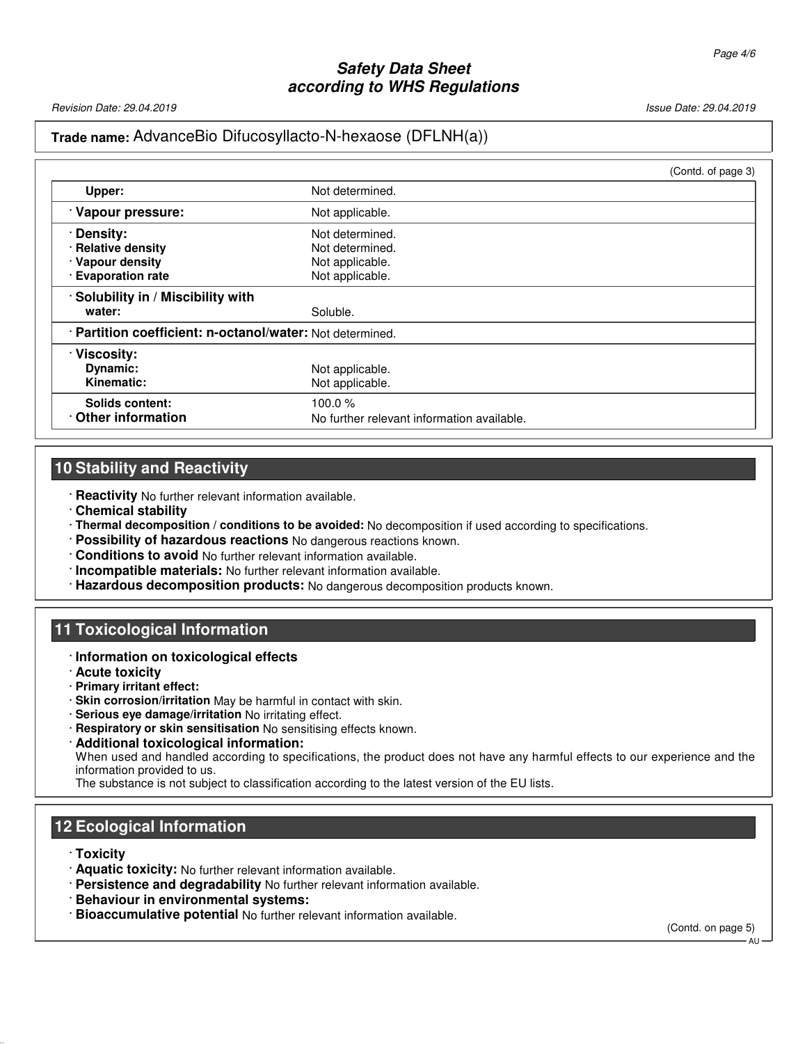**Trade name:** AdvanceBio Difucosyllacto-N-hexaose (DFLNH(a))

(Contd. of page 3)

| | |
|---|---|
| **Upper:** | Not determined. |
| · **Vapour pressure:** | Not applicable. |
| · **Density:** | Not determined. |
| · **Relative density** | Not determined. |
| · **Vapour density** | Not applicable. |
| · **Evaporation rate** | Not applicable. |
| · **Solubility in / Miscibility with water:** | Soluble. |
| · **Partition coefficient: n-octanol/water:** | Not determined. |
| · **Viscosity:** | |
| **Dynamic:** | Not applicable. |
| **Kinematic:** | Not applicable. |
| **Solids content:** | 100.0 % |
| · **Other information** | No further relevant information available. |

## 10 Stability and Reactivity

- · **Reactivity** No further relevant information available.
- · **Chemical stability**
- · **Thermal decomposition / conditions to be avoided:** No decomposition if used according to specifications.
- · **Possibility of hazardous reactions** No dangerous reactions known.
- · **Conditions to avoid** No further relevant information available.
- · **Incompatible materials:** No further relevant information available.
- · **Hazardous decomposition products:** No dangerous decomposition products known.

## 11 Toxicological Information

- · **Information on toxicological effects**
- · **Acute toxicity**
- · **Primary irritant effect:**
- · **Skin corrosion/irritation** May be harmful in contact with skin.
- · **Serious eye damage/irritation** No irritating effect.
- · **Respiratory or skin sensitisation** No sensitising effects known.
- · **Additional toxicological information:**
  When used and handled according to specifications, the product does not have any harmful effects to our experience and the information provided to us.
  The substance is not subject to classification according to the latest version of the EU lists.

## 12 Ecological Information

- · **Toxicity**
- · **Aquatic toxicity:** No further relevant information available.
- · **Persistence and degradability** No further relevant information available.
- · **Behaviour in environmental systems:**
- · **Bioaccumulative potential** No further relevant information available.

(Contd. on page 5)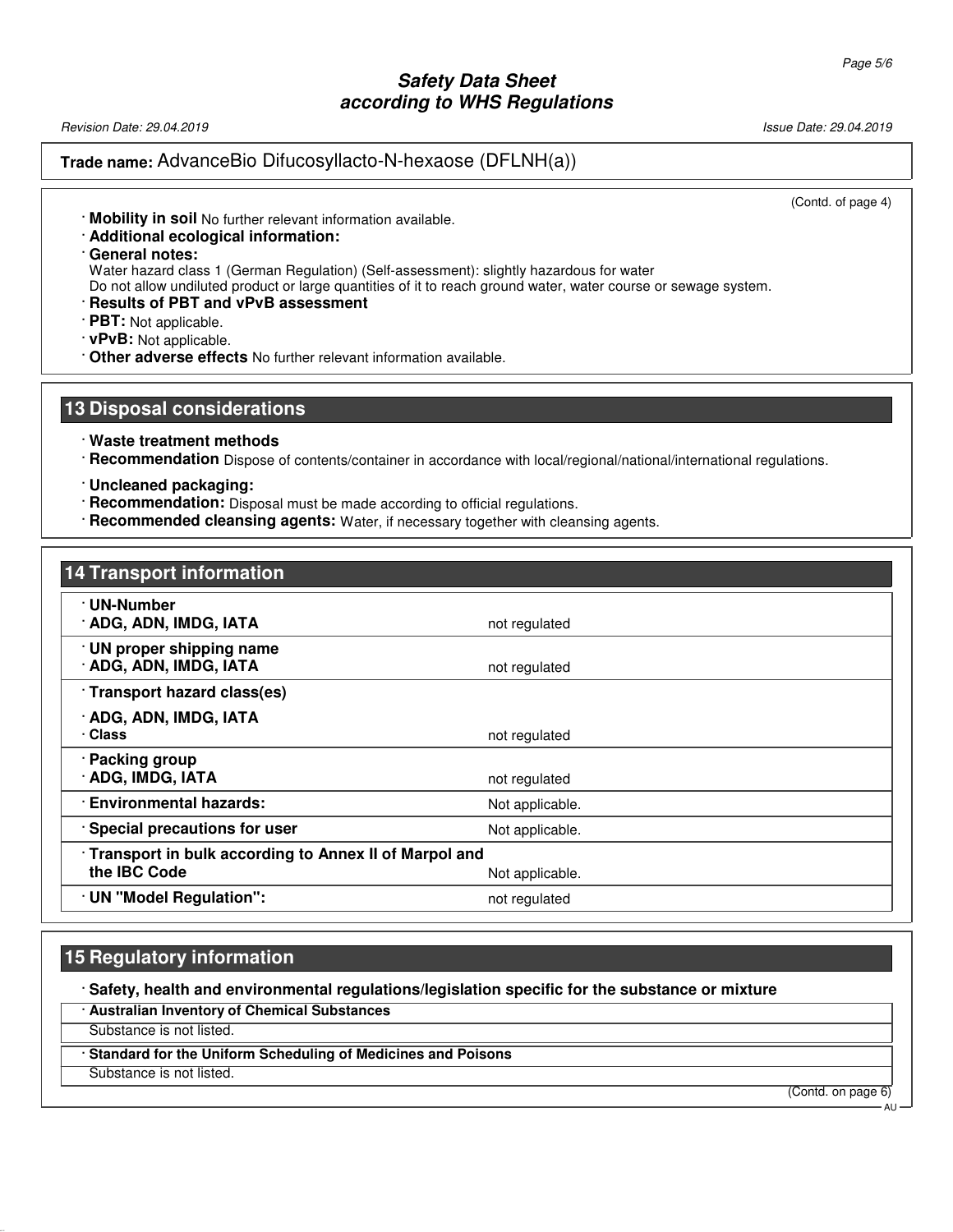**Trade name:** AdvanceBio Difucosyllacto-N-hexaose (DFLNH(a))

(Contd. of page 4)

· **Mobility in soil** No further relevant information available.

· **Additional ecological information:**

· **General notes:**
Water hazard class 1 (German Regulation) (Self-assessment): slightly hazardous for water
Do not allow undiluted product or large quantities of it to reach ground water, water course or sewage system.

· **Results of PBT and vPvB assessment**

· **PBT:** Not applicable.

· **vPvB:** Not applicable.

· **Other adverse effects** No further relevant information available.

## 13 Disposal considerations

· **Waste treatment methods**

· **Recommendation** Dispose of contents/container in accordance with local/regional/national/international regulations.

· **Uncleaned packaging:**

· **Recommendation:** Disposal must be made according to official regulations.

· **Recommended cleansing agents:** Water, if necessary together with cleansing agents.

## 14 Transport information

| | |
|---|---|
| · **UN-Number**<br>· **ADG, ADN, IMDG, IATA** | not regulated |
| · **UN proper shipping name**<br>· **ADG, ADN, IMDG, IATA** | not regulated |
| · **Transport hazard class(es)**<br>· **ADG, ADN, IMDG, IATA**<br>· **Class** | not regulated |
| · **Packing group**<br>· **ADG, IMDG, IATA** | not regulated |
| · **Environmental hazards:** | Not applicable. |
| · **Special precautions for user** | Not applicable. |
| · **Transport in bulk according to Annex II of Marpol and the IBC Code** | Not applicable. |
| · **UN "Model Regulation":** | not regulated |

## 15 Regulatory information

· **Safety, health and environmental regulations/legislation specific for the substance or mixture**

· **Australian Inventory of Chemical Substances**

Substance is not listed.

· **Standard for the Uniform Scheduling of Medicines and Poisons**

Substance is not listed.

(Contd. on page 6)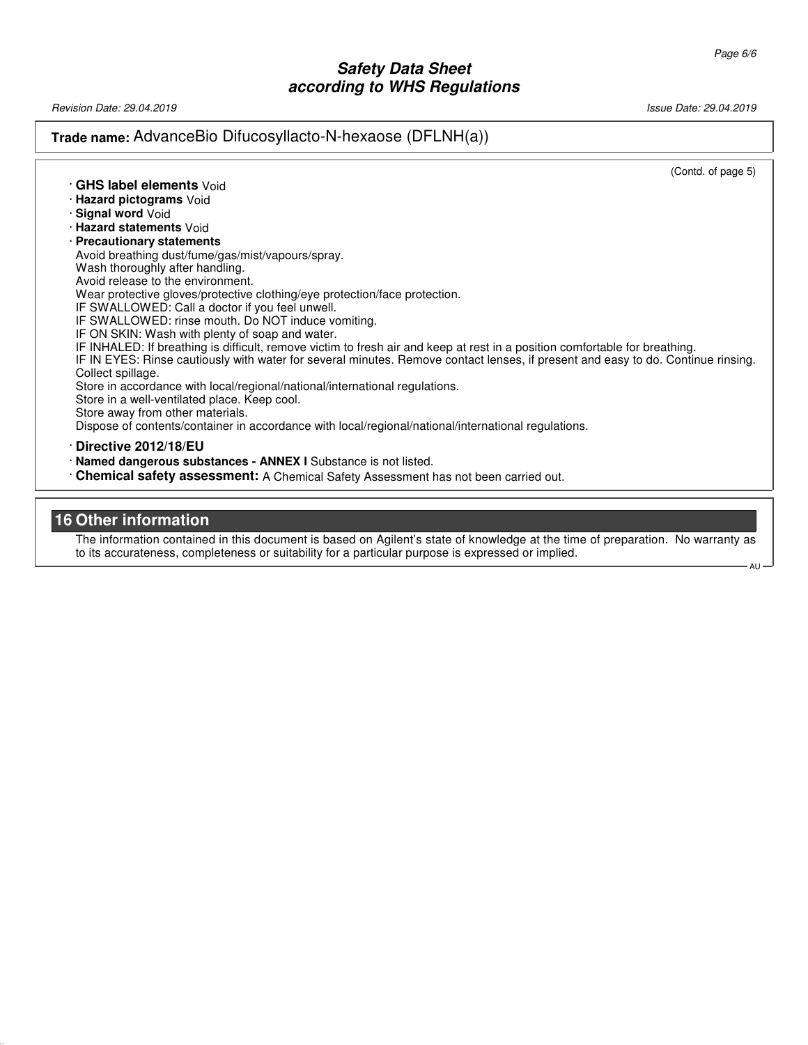(Contd. of page 5)

· **GHS label elements** Void
· **Hazard pictograms** Void
· **Signal word** Void
· **Hazard statements** Void
· **Precautionary statements**
Avoid breathing dust/fume/gas/mist/vapours/spray.
Wash thoroughly after handling.
Avoid release to the environment.
Wear protective gloves/protective clothing/eye protection/face protection.
IF SWALLOWED: Call a doctor if you feel unwell.
IF SWALLOWED: rinse mouth. Do NOT induce vomiting.
IF ON SKIN: Wash with plenty of soap and water.
IF INHALED: If breathing is difficult, remove victim to fresh air and keep at rest in a position comfortable for breathing.
IF IN EYES: Rinse cautiously with water for several minutes. Remove contact lenses, if present and easy to do. Continue rinsing.
Collect spillage.
Store in accordance with local/regional/national/international regulations.
Store in a well-ventilated place. Keep cool.
Store away from other materials.
Dispose of contents/container in accordance with local/regional/national/international regulations.

· **Directive 2012/18/EU**
· **Named dangerous substances - ANNEX I** Substance is not listed.
· **Chemical safety assessment:** A Chemical Safety Assessment has not been carried out.

## 16 Other information

The information contained in this document is based on Agilent's state of knowledge at the time of preparation. No warranty as to its accurateness, completeness or suitability for a particular purpose is expressed or implied.

AU